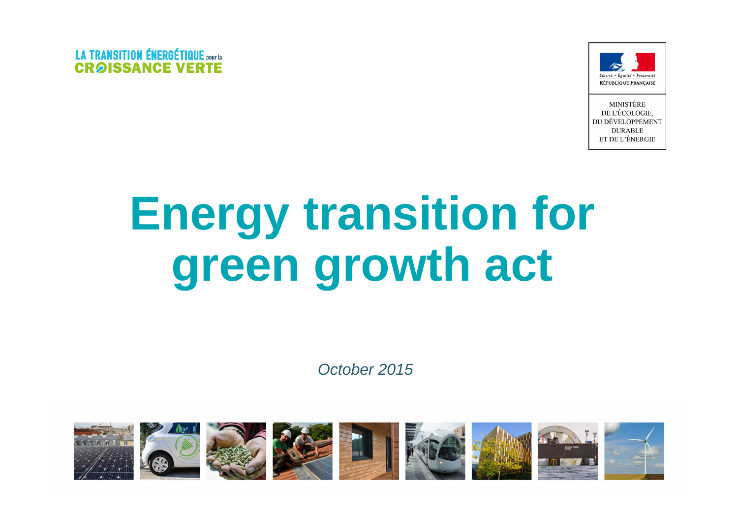LA TRANSITION ÉNERGÉTIQUE pour la CROISSANCE VERTE

Liberté • Égalité • Fraternité
RÉPUBLIQUE FRANÇAISE

MINISTÈRE
DE L'ÉCOLOGIE,
DU DÉVELOPPEMENT
DURABLE
ET DE L'ÉNERGIE

# Energy transition for green growth act

*October 2015*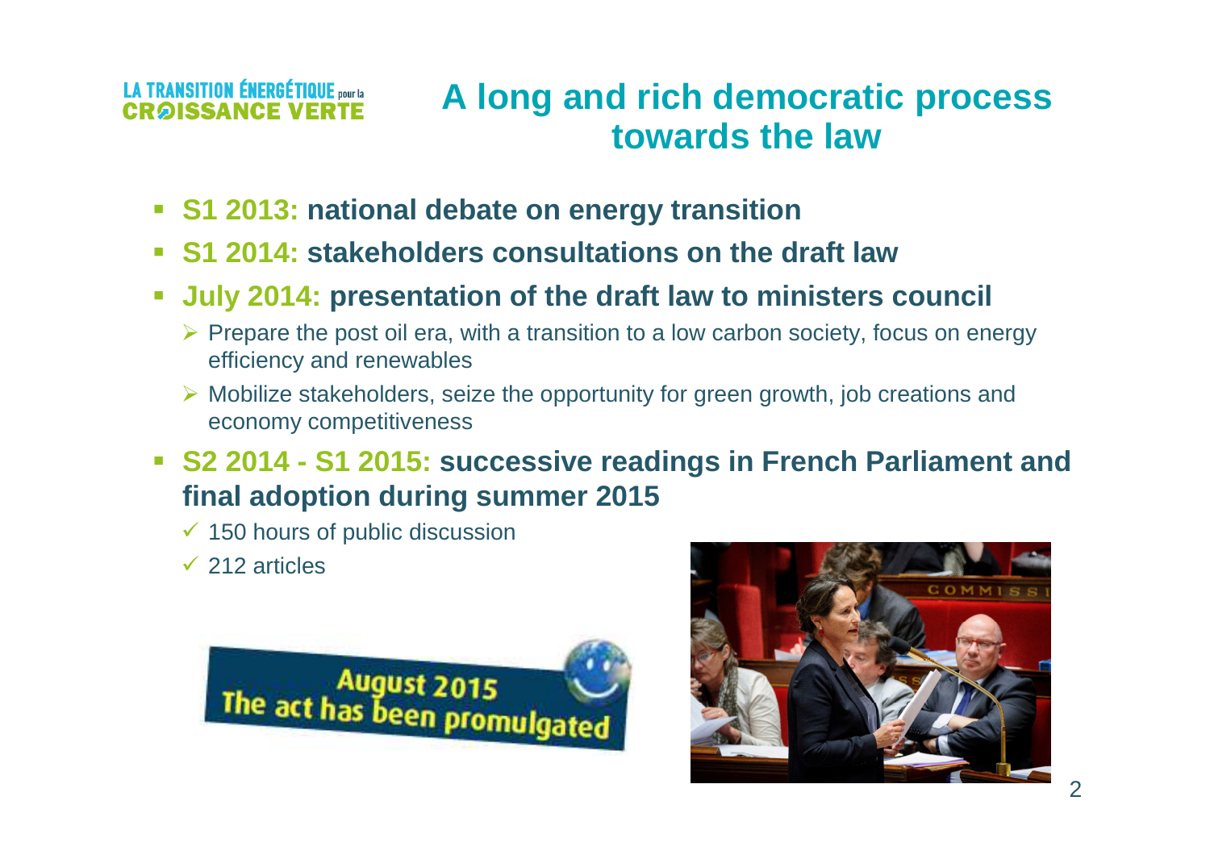LA TRANSITION ÉNERGÉTIQUE pour la CROISSANCE VERTE

# A long and rich democratic process towards the law

- **S1 2013: national debate on energy transition**
- **S1 2014: stakeholders consultations on the draft law**
- **July 2014: presentation of the draft law to ministers council**
  - Prepare the post oil era, with a transition to a low carbon society, focus on energy efficiency and renewables
  - Mobilize stakeholders, seize the opportunity for green growth, job creations and economy competitiveness
- **S2 2014 - S1 2015: successive readings in French Parliament and final adoption during summer 2015**
  - ✓ 150 hours of public discussion
  - ✓ 212 articles

August 2015
The act has been promulgated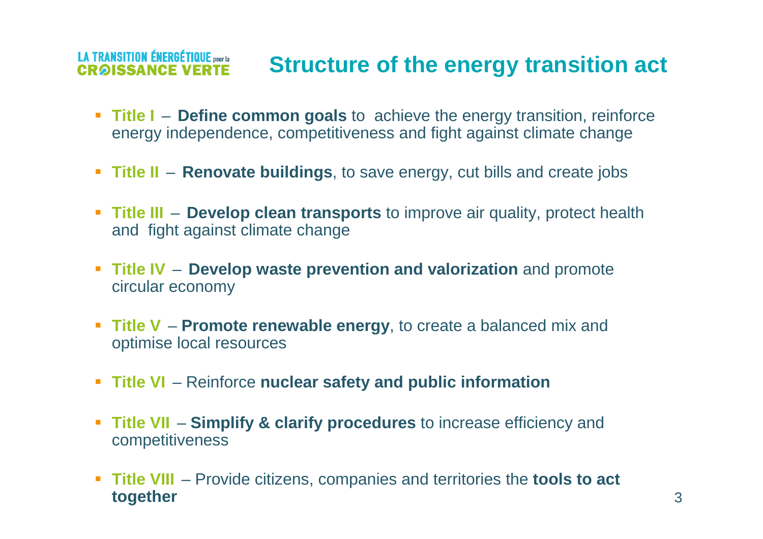LA TRANSITION ÉNERGÉTIQUE pour la CROISSANCE VERTE

# Structure of the energy transition act

- **Title I** – **Define common goals** to achieve the energy transition, reinforce energy independence, competitiveness and fight against climate change
- **Title II** – **Renovate buildings**, to save energy, cut bills and create jobs
- **Title III** – **Develop clean transports** to improve air quality, protect health and fight against climate change
- **Title IV** – **Develop waste prevention and valorization** and promote circular economy
- **Title V** – **Promote renewable energy**, to create a balanced mix and optimise local resources
- **Title VI** – Reinforce **nuclear safety and public information**
- **Title VII** – **Simplify & clarify procedures** to increase efficiency and competitiveness
- **Title VIII** – Provide citizens, companies and territories the **tools to act together**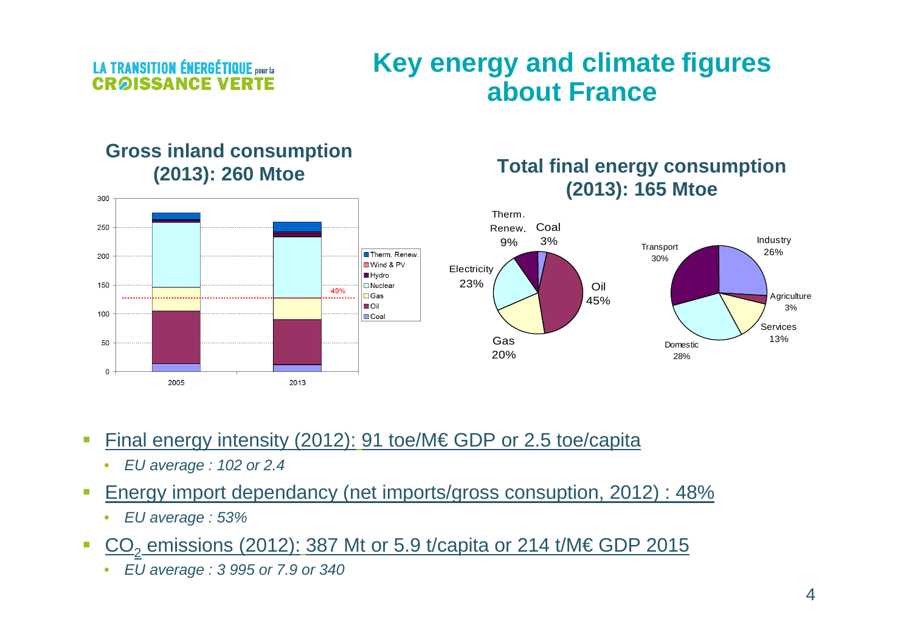LA TRANSITION ÉNERGÉTIQUE pour la CROISSANCE VERTE

# Key energy and climate figures about France

## Gross inland consumption (2013): 260 Mtoe

| | 2005 | 2013 |
|---|---|---|
| Legend | Therm. Renew., Wind & PV, Hydro, Nuclear, Gas, Oil, Coal | |

49%

## Total final energy consumption (2013): 165 Mtoe

By energy:

- Oil 45%
- Electricity 23%
- Gas 20%
- Therm. Renew. 9%
- Coal 3%

By sector:

- Transport 30%
- Domestic 28%
- Industry 26%
- Services 13%
- Agriculture 3%

---

- Final energy intensity (2012): 91 toe/M€ GDP or 2.5 toe/capita
  - *EU average : 102 or 2.4*
- Energy import dependancy (net imports/gross consuption, 2012) : 48%
  - *EU average : 53%*
- $CO_2$ emissions (2012): 387 Mt or 5.9 t/capita or 214 t/M€ GDP 2015
  - *EU average : 3 995 or 7.9 or 340*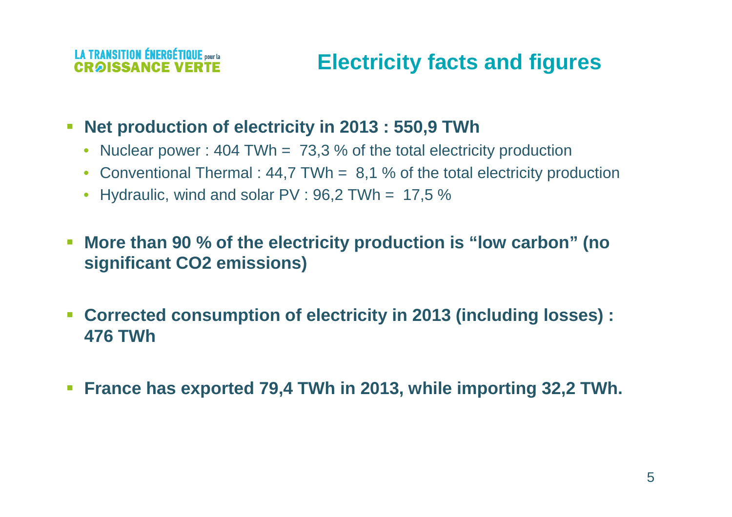LA TRANSITION ÉNERGÉTIQUE pour la CROISSANCE VERTE

# Electricity facts and figures

- **Net production of electricity in 2013 : 550,9 TWh**
  - Nuclear power : 404 TWh = 73,3 % of the total electricity production
  - Conventional Thermal : 44,7 TWh = 8,1 % of the total electricity production
  - Hydraulic, wind and solar PV : 96,2 TWh = 17,5 %

- **More than 90 % of the electricity production is "low carbon" (no significant $CO_2$ emissions)**

- **Corrected consumption of electricity in 2013 (including losses) : 476 TWh**

- **France has exported 79,4 TWh in 2013, while importing 32,2 TWh.**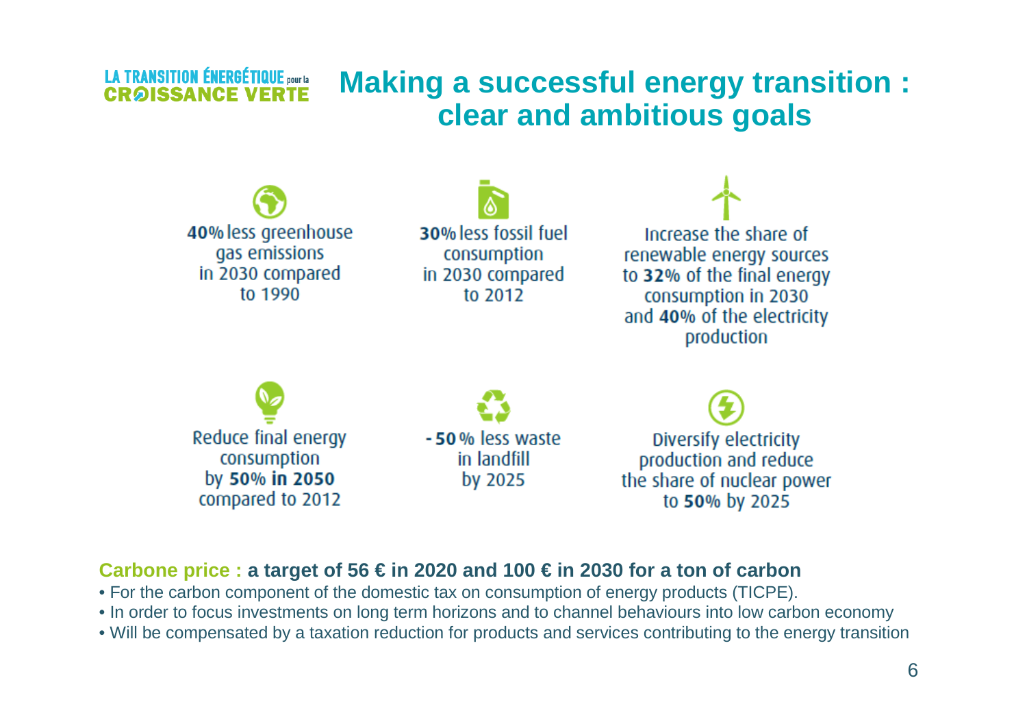LA TRANSITION ÉNERGÉTIQUE pour la CROISSANCE VERTE

# Making a successful energy transition : clear and ambitious goals

**40%** less greenhouse gas emissions in 2030 compared to 1990

**30%** less fossil fuel consumption in 2030 compared to 2012

Increase the share of renewable energy sources to **32%** of the final energy consumption in 2030 and **40%** of the electricity production

Reduce final energy consumption by **50% in 2050** compared to 2012

**- 50** % less waste in landfill by 2025

Diversify electricity production and reduce the share of nuclear power to **50%** by 2025

**Carbone price : a target of 56 € in 2020 and 100 € in 2030 for a ton of carbon**

- For the carbon component of the domestic tax on consumption of energy products (TICPE).
- In order to focus investments on long term horizons and to channel behaviours into low carbon economy
- Will be compensated by a taxation reduction for products and services contributing to the energy transition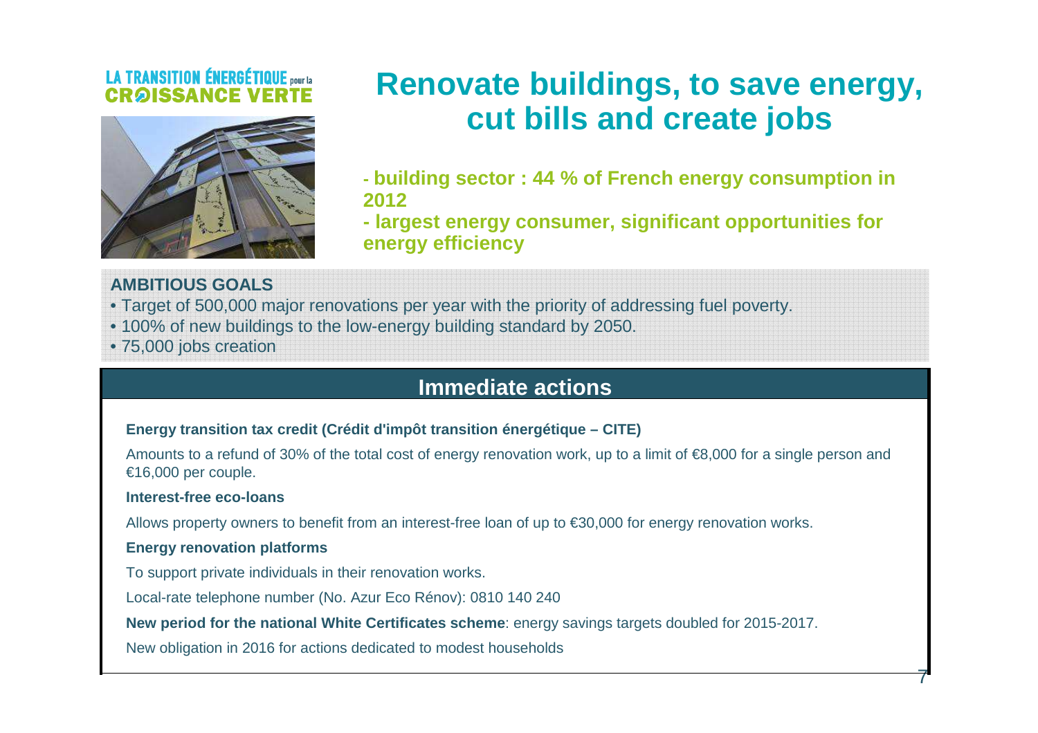LA TRANSITION ÉNERGÉTIQUE pour la CROISSANCE VERTE

# Renovate buildings, to save energy, cut bills and create jobs

**- building sector : 44 % of French energy consumption in 2012**

**- largest energy consumer, significant opportunities for energy efficiency**

**AMBITIOUS GOALS**

- Target of 500,000 major renovations per year with the priority of addressing fuel poverty.
- 100% of new buildings to the low-energy building standard by 2050.
- 75,000 jobs creation

## Immediate actions

**Energy transition tax credit (Crédit d'impôt transition énergétique – CITE)**

Amounts to a refund of 30% of the total cost of energy renovation work, up to a limit of €8,000 for a single person and €16,000 per couple.

**Interest-free eco-loans**

Allows property owners to benefit from an interest-free loan of up to €30,000 for energy renovation works.

**Energy renovation platforms**

To support private individuals in their renovation works.

Local-rate telephone number (No. Azur Eco Rénov): 0810 140 240

**New period for the national White Certificates scheme**: energy savings targets doubled for 2015-2017.

New obligation in 2016 for actions dedicated to modest households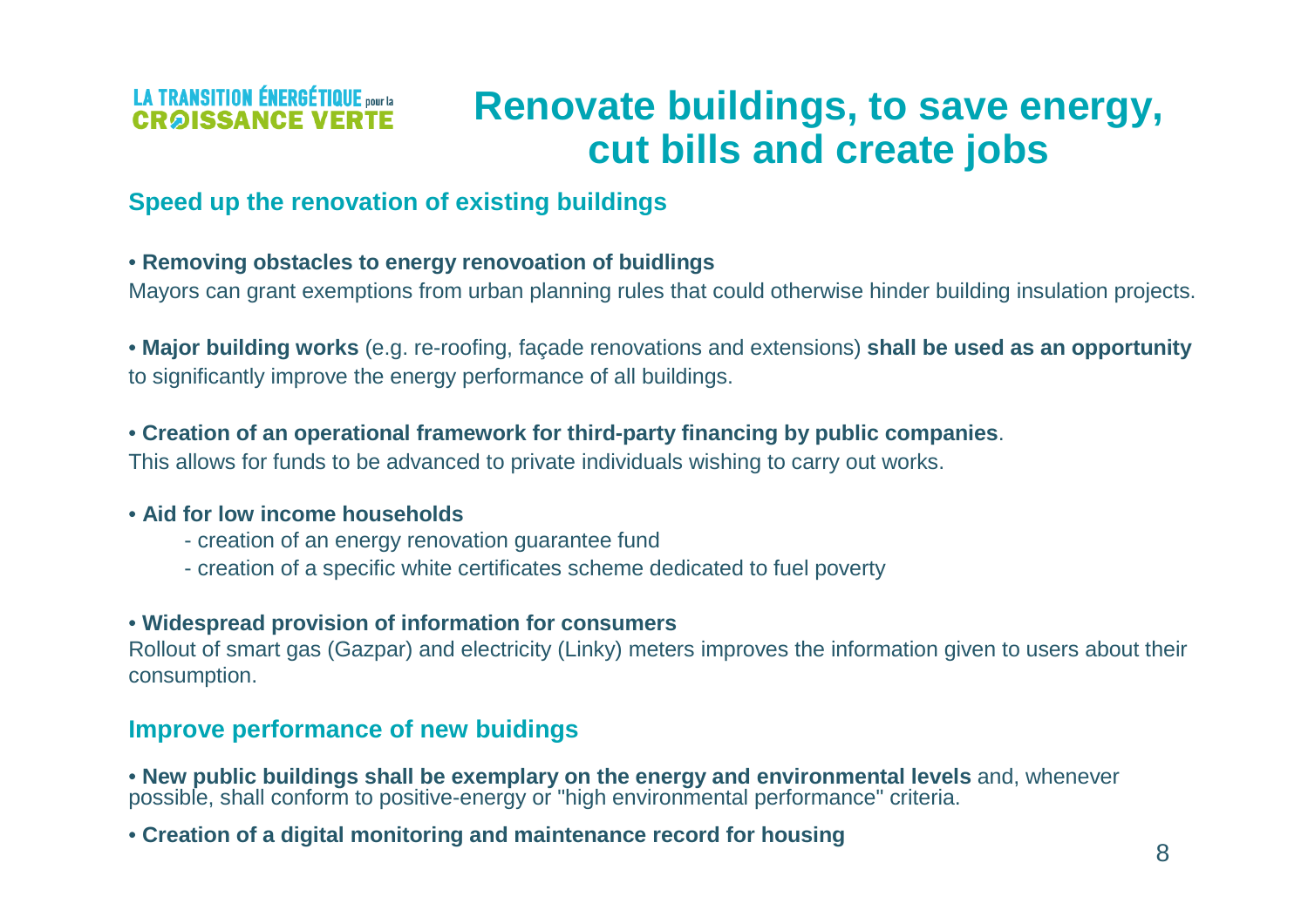LA TRANSITION ÉNERGÉTIQUE pour la CROISSANCE VERTE

# Renovate buildings, to save energy, cut bills and create jobs

## Speed up the renovation of existing buildings

• **Removing obstacles to energy renovoation of buidlings**
Mayors can grant exemptions from urban planning rules that could otherwise hinder building insulation projects.

• **Major building works** (e.g. re-roofing, façade renovations and extensions) **shall be used as an opportunity** to significantly improve the energy performance of all buildings.

• **Creation of an operational framework for third-party financing by public companies**.
This allows for funds to be advanced to private individuals wishing to carry out works.

• **Aid for low income households**
- creation of an energy renovation guarantee fund
- creation of a specific white certificates scheme dedicated to fuel poverty

• **Widespread provision of information for consumers**
Rollout of smart gas (Gazpar) and electricity (Linky) meters improves the information given to users about their consumption.

## Improve performance of new buidings

• **New public buildings shall be exemplary on the energy and environmental levels** and, whenever possible, shall conform to positive-energy or "high environmental performance" criteria.

• **Creation of a digital monitoring and maintenance record for housing**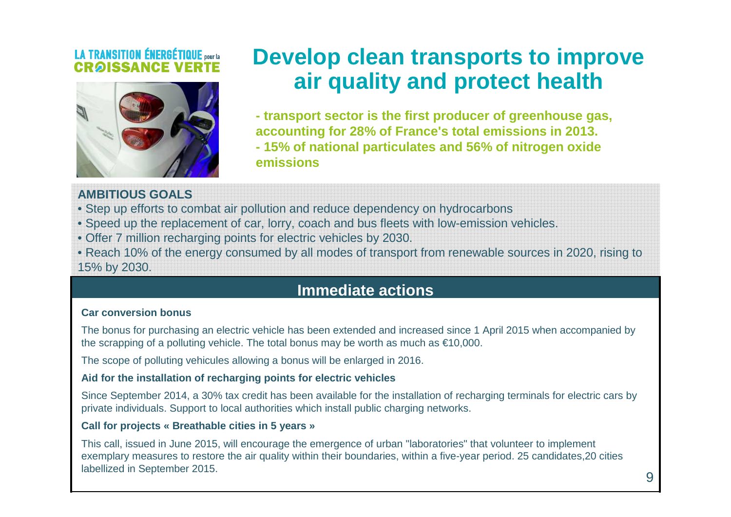LA TRANSITION ÉNERGÉTIQUE pour la CROISSANCE VERTE

# Develop clean transports to improve air quality and protect health

**- transport sector is the first producer of greenhouse gas, accounting for 28% of France's total emissions in 2013.**
**- 15% of national particulates and 56% of nitrogen oxide emissions**

**AMBITIOUS GOALS**

- Step up efforts to combat air pollution and reduce dependency on hydrocarbons
- Speed up the replacement of car, lorry, coach and bus fleets with low-emission vehicles.
- Offer 7 million recharging points for electric vehicles by 2030.
- Reach 10% of the energy consumed by all modes of transport from renewable sources in 2020, rising to 15% by 2030.

## Immediate actions

**Car conversion bonus**

The bonus for purchasing an electric vehicle has been extended and increased since 1 April 2015 when accompanied by the scrapping of a polluting vehicle. The total bonus may be worth as much as €10,000.

The scope of polluting vehicules allowing a bonus will be enlarged in 2016.

**Aid for the installation of recharging points for electric vehicles**

Since September 2014, a 30% tax credit has been available for the installation of recharging terminals for electric cars by private individuals. Support to local authorities which install public charging networks.

**Call for projects « Breathable cities in 5 years »**

This call, issued in June 2015, will encourage the emergence of urban "laboratories" that volunteer to implement exemplary measures to restore the air quality within their boundaries, within a five-year period. 25 candidates,20 cities labellized in September 2015.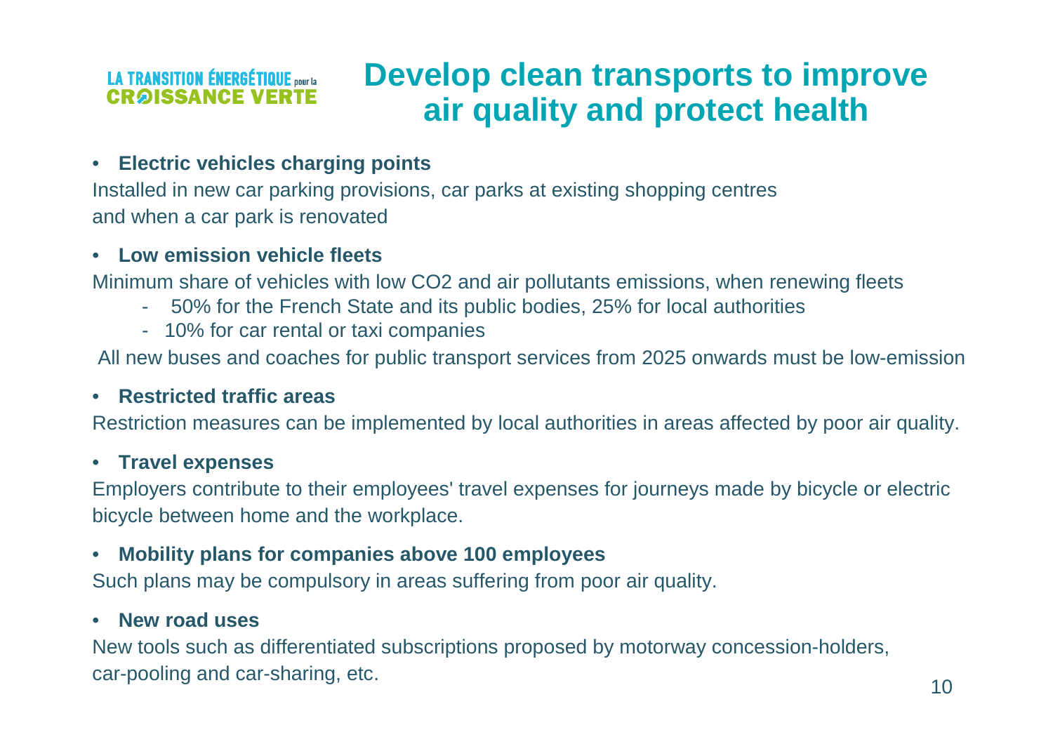LA TRANSITION ÉNERGÉTIQUE pour la CROISSANCE VERTE

# Develop clean transports to improve air quality and protect health

- **Electric vehicles charging points**

Installed in new car parking provisions, car parks at existing shopping centres and when a car park is renovated

- **Low emission vehicle fleets**

Minimum share of vehicles with low $CO_2$ and air pollutants emissions, when renewing fleets

- 50% for the French State and its public bodies, 25% for local authorities
- 10% for car rental or taxi companies

All new buses and coaches for public transport services from 2025 onwards must be low-emission

- **Restricted traffic areas**

Restriction measures can be implemented by local authorities in areas affected by poor air quality.

- **Travel expenses**

Employers contribute to their employees' travel expenses for journeys made by bicycle or electric bicycle between home and the workplace.

- **Mobility plans for companies above 100 employees**

Such plans may be compulsory in areas suffering from poor air quality.

- **New road uses**

New tools such as differentiated subscriptions proposed by motorway concession-holders, car-pooling and car-sharing, etc.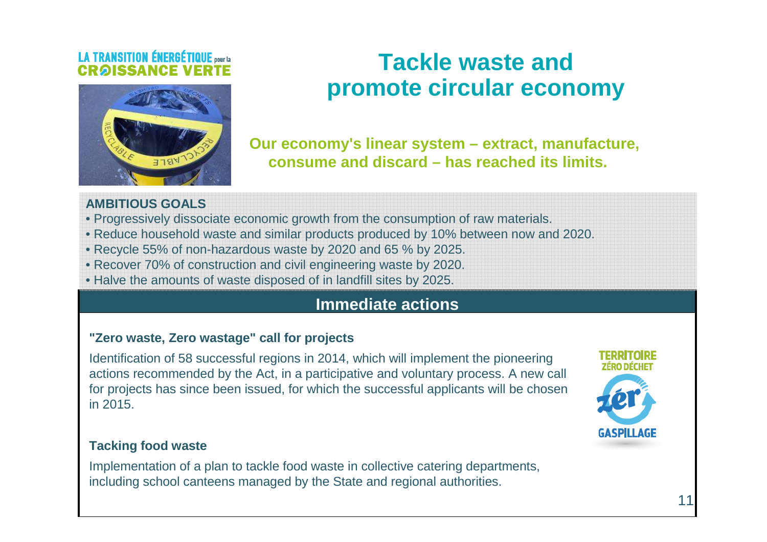LA TRANSITION ÉNERGÉTIQUE pour la CROISSANCE VERTE

# Tackle waste and promote circular economy

**Our economy's linear system – extract, manufacture, consume and discard – has reached its limits.**

**AMBITIOUS GOALS**

- Progressively dissociate economic growth from the consumption of raw materials.
- Reduce household waste and similar products produced by 10% between now and 2020.
- Recycle 55% of non-hazardous waste by 2020 and 65 % by 2025.
- Recover 70% of construction and civil engineering waste by 2020.
- Halve the amounts of waste disposed of in landfill sites by 2025.

## Immediate actions

**"Zero waste, Zero wastage" call for projects**

Identification of 58 successful regions in 2014, which will implement the pioneering actions recommended by the Act, in a participative and voluntary process. A new call for projects has since been issued, for which the successful applicants will be chosen in 2015.

TERRITOIRE ZÉRO DÉCHET zéro GASPILLAGE

**Tacking food waste**

Implementation of a plan to tackle food waste in collective catering departments, including school canteens managed by the State and regional authorities.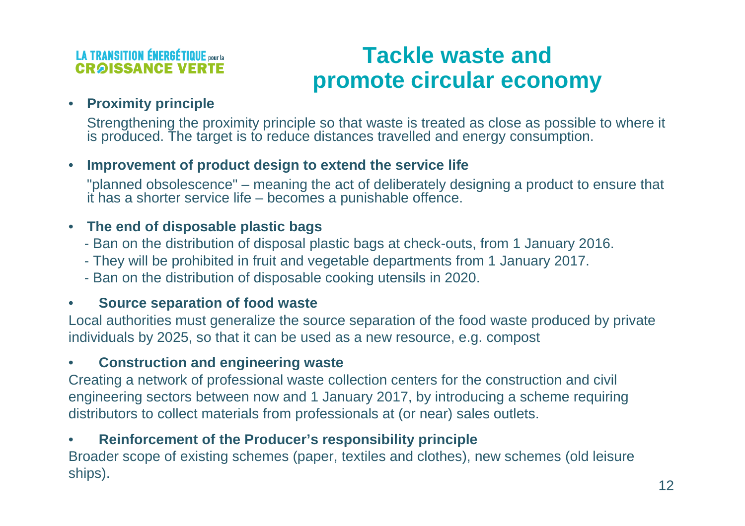LA TRANSITION ÉNERGÉTIQUE pour la CROISSANCE VERTE

# Tackle waste and promote circular economy

- **Proximity principle**

  Strengthening the proximity principle so that waste is treated as close as possible to where it is produced. The target is to reduce distances travelled and energy consumption.

- **Improvement of product design to extend the service life**

  "planned obsolescence" – meaning the act of deliberately designing a product to ensure that it has a shorter service life – becomes a punishable offence.

- **The end of disposable plastic bags**
  - Ban on the distribution of disposal plastic bags at check-outs, from 1 January 2016.
  - They will be prohibited in fruit and vegetable departments from 1 January 2017.
  - Ban on the distribution of disposable cooking utensils in 2020.

- **Source separation of food waste**

Local authorities must generalize the source separation of the food waste produced by private individuals by 2025, so that it can be used as a new resource, e.g. compost

- **Construction and engineering waste**

Creating a network of professional waste collection centers for the construction and civil engineering sectors between now and 1 January 2017, by introducing a scheme requiring distributors to collect materials from professionals at (or near) sales outlets.

- **Reinforcement of the Producer's responsibility principle**

Broader scope of existing schemes (paper, textiles and clothes), new schemes (old leisure ships).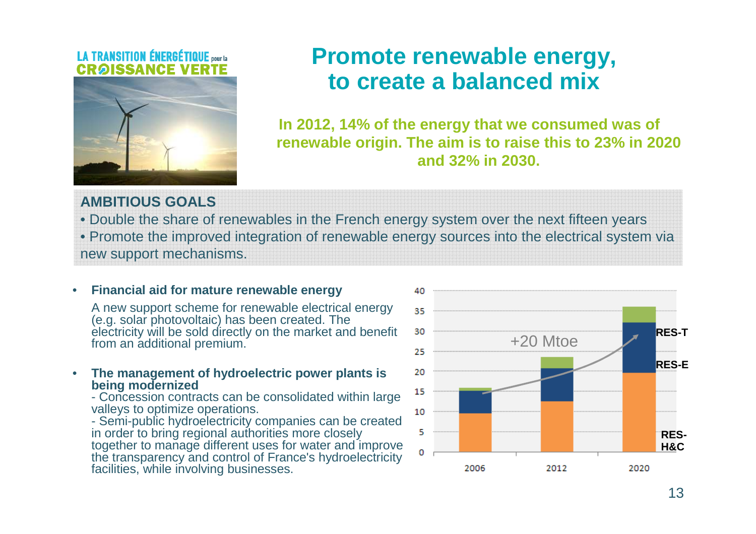LA TRANSITION ÉNERGÉTIQUE pour la CROISSANCE VERTE

# Promote renewable energy, to create a balanced mix

**In 2012, 14% of the energy that we consumed was of renewable origin. The aim is to raise this to 23% in 2020 and 32% in 2030.**

**AMBITIOUS GOALS**

- Double the share of renewables in the French energy system over the next fifteen years
- Promote the improved integration of renewable energy sources into the electrical system via new support mechanisms.

- **Financial aid for mature renewable energy**

  A new support scheme for renewable electrical energy (e.g. solar photovoltaic) has been created. The electricity will be sold directly on the market and benefit from an additional premium.

- **The management of hydroelectric power plants is being modernized**

  - Concession contracts can be consolidated within large valleys to optimize operations.
  - Semi-public hydroelectricity companies can be created in order to bring regional authorities more closely together to manage different uses for water and improve the transparency and control of France's hydroelectricity facilities, while involving businesses.

+20 Mtoe

RES-T

RES-E

RES-H&C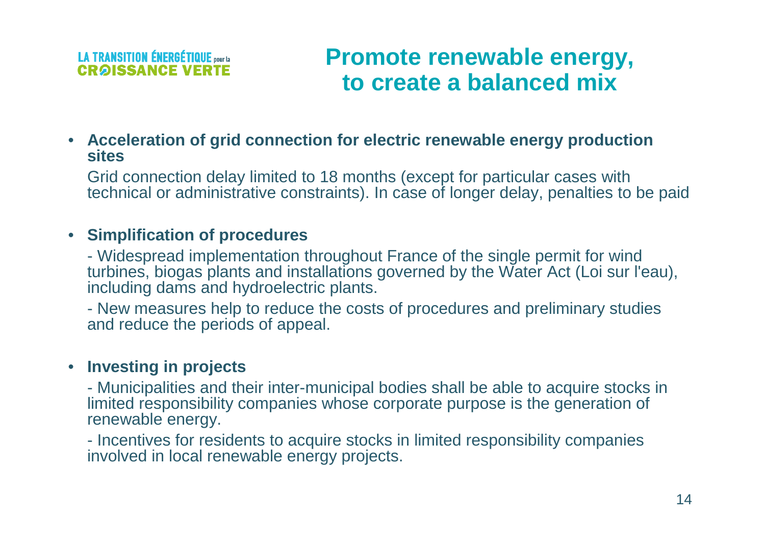LA TRANSITION ÉNERGÉTIQUE pour la CROISSANCE VERTE

# Promote renewable energy, to create a balanced mix

- **Acceleration of grid connection for electric renewable energy production sites**

  Grid connection delay limited to 18 months (except for particular cases with technical or administrative constraints). In case of longer delay, penalties to be paid

- **Simplification of procedures**

  - Widespread implementation throughout France of the single permit for wind turbines, biogas plants and installations governed by the Water Act (Loi sur l'eau), including dams and hydroelectric plants.

  - New measures help to reduce the costs of procedures and preliminary studies and reduce the periods of appeal.

- **Investing in projects**

  - Municipalities and their inter-municipal bodies shall be able to acquire stocks in limited responsibility companies whose corporate purpose is the generation of renewable energy.

  - Incentives for residents to acquire stocks in limited responsibility companies involved in local renewable energy projects.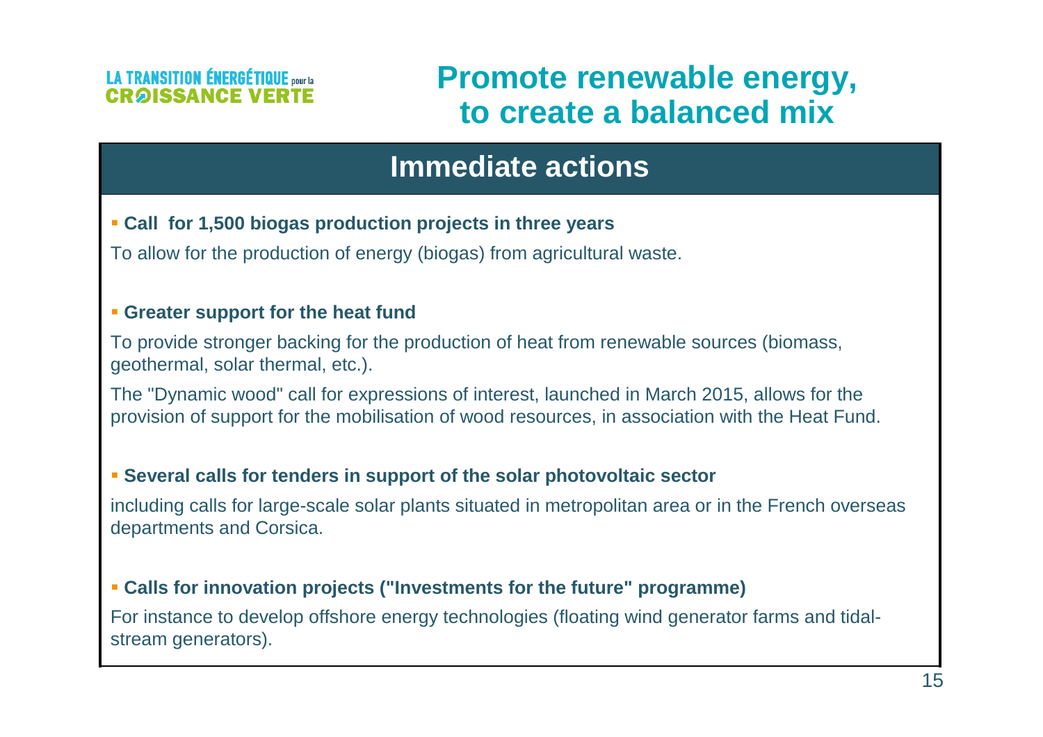LA TRANSITION ÉNERGÉTIQUE pour la CROISSANCE VERTE

# Promote renewable energy, to create a balanced mix

## Immediate actions

- **Call for 1,500 biogas production projects in three years**

To allow for the production of energy (biogas) from agricultural waste.

- **Greater support for the heat fund**

To provide stronger backing for the production of heat from renewable sources (biomass, geothermal, solar thermal, etc.).

The "Dynamic wood" call for expressions of interest, launched in March 2015, allows for the provision of support for the mobilisation of wood resources, in association with the Heat Fund.

- **Several calls for tenders in support of the solar photovoltaic sector**

including calls for large-scale solar plants situated in metropolitan area or in the French overseas departments and Corsica.

- **Calls for innovation projects ("Investments for the future" programme)**

For instance to develop offshore energy technologies (floating wind generator farms and tidal-stream generators).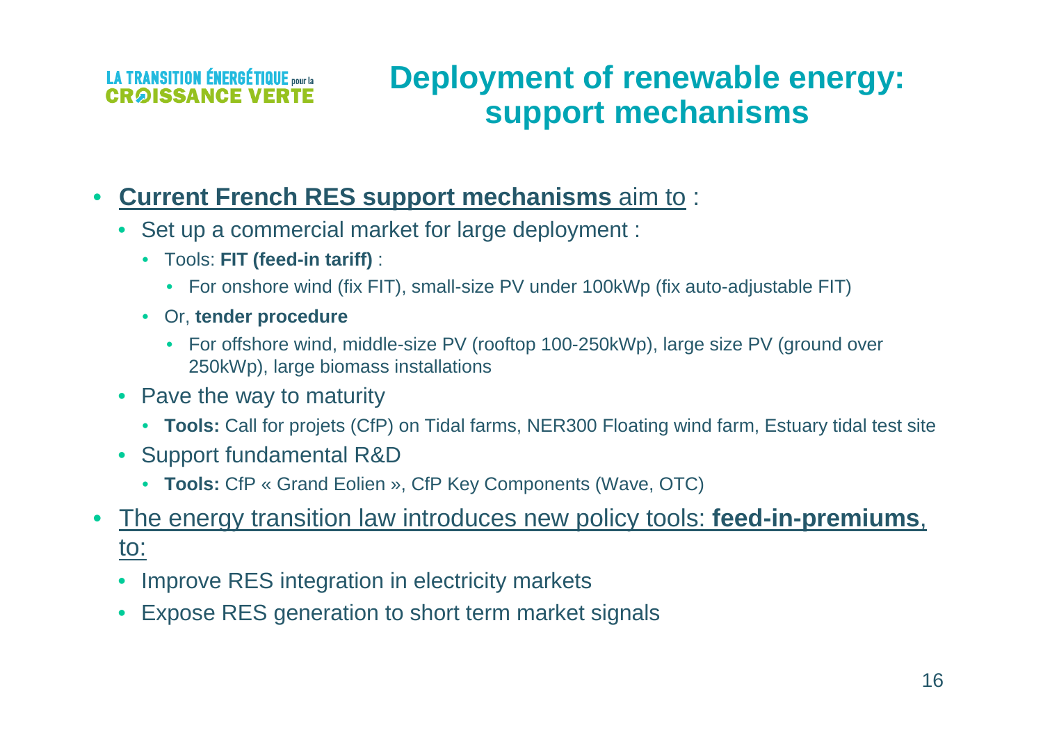# Deployment of renewable energy: support mechanisms

- **Current French RES support mechanisms** aim to :
  - Set up a commercial market for large deployment :
    - Tools: **FIT (feed-in tariff)** :
      - For onshore wind (fix FIT), small-size PV under 100kWp (fix auto-adjustable FIT)
    - Or, **tender procedure**
      - For offshore wind, middle-size PV (rooftop 100-250kWp), large size PV (ground over 250kWp), large biomass installations
  - Pave the way to maturity
    - **Tools:** Call for projets (CfP) on Tidal farms, NER300 Floating wind farm, Estuary tidal test site
  - Support fundamental R&D
    - **Tools:** CfP « Grand Eolien », CfP Key Components (Wave, OTC)
- The energy transition law introduces new policy tools: **feed-in-premiums**, to:
  - Improve RES integration in electricity markets
  - Expose RES generation to short term market signals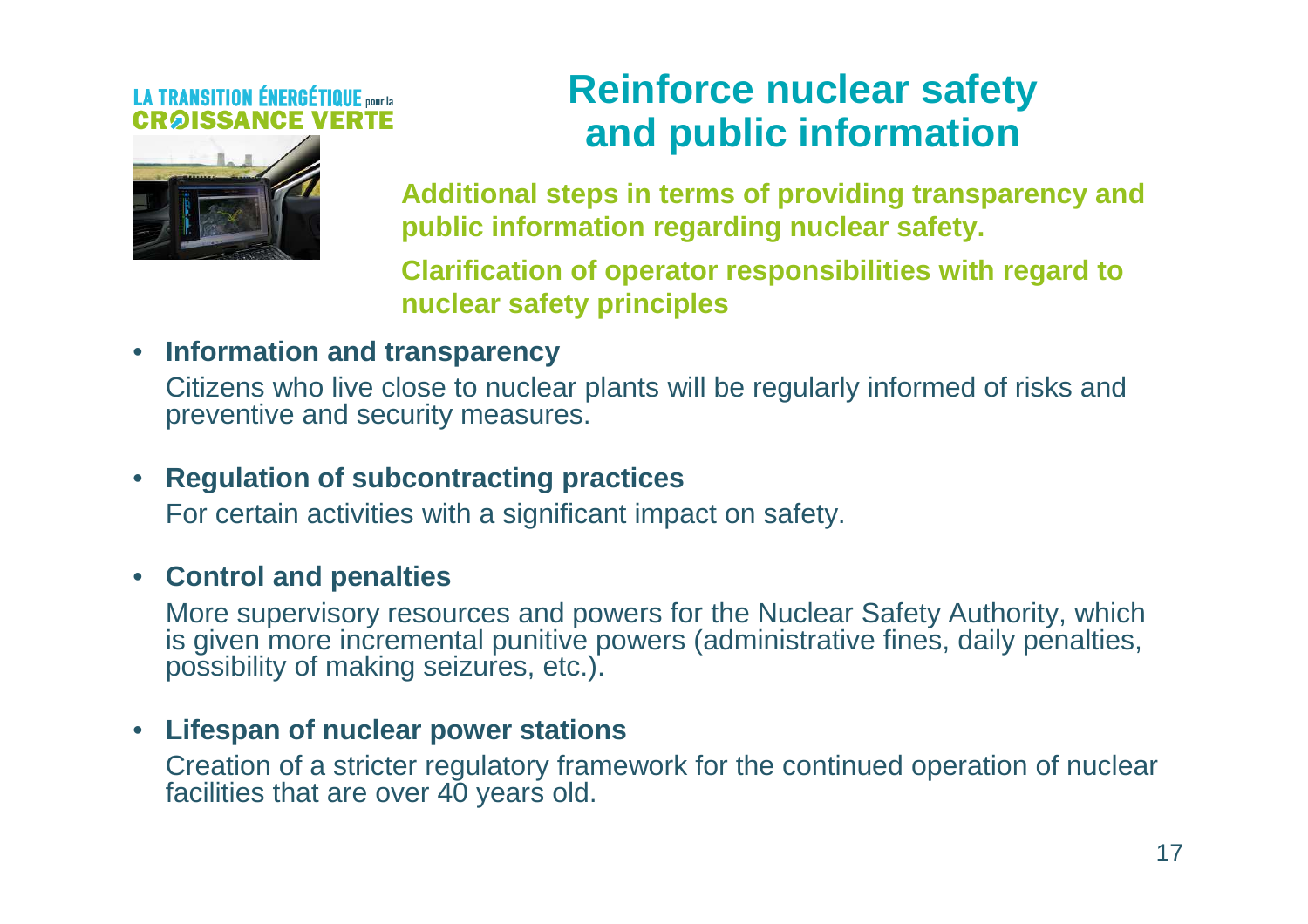LA TRANSITION ÉNERGÉTIQUE pour la CROISSANCE VERTE

# Reinforce nuclear safety and public information

**Additional steps in terms of providing transparency and public information regarding nuclear safety.**

**Clarification of operator responsibilities with regard to nuclear safety principles**

- **Information and transparency**

  Citizens who live close to nuclear plants will be regularly informed of risks and preventive and security measures.

- **Regulation of subcontracting practices**

  For certain activities with a significant impact on safety.

- **Control and penalties**

  More supervisory resources and powers for the Nuclear Safety Authority, which is given more incremental punitive powers (administrative fines, daily penalties, possibility of making seizures, etc.).

- **Lifespan of nuclear power stations**

  Creation of a stricter regulatory framework for the continued operation of nuclear facilities that are over 40 years old.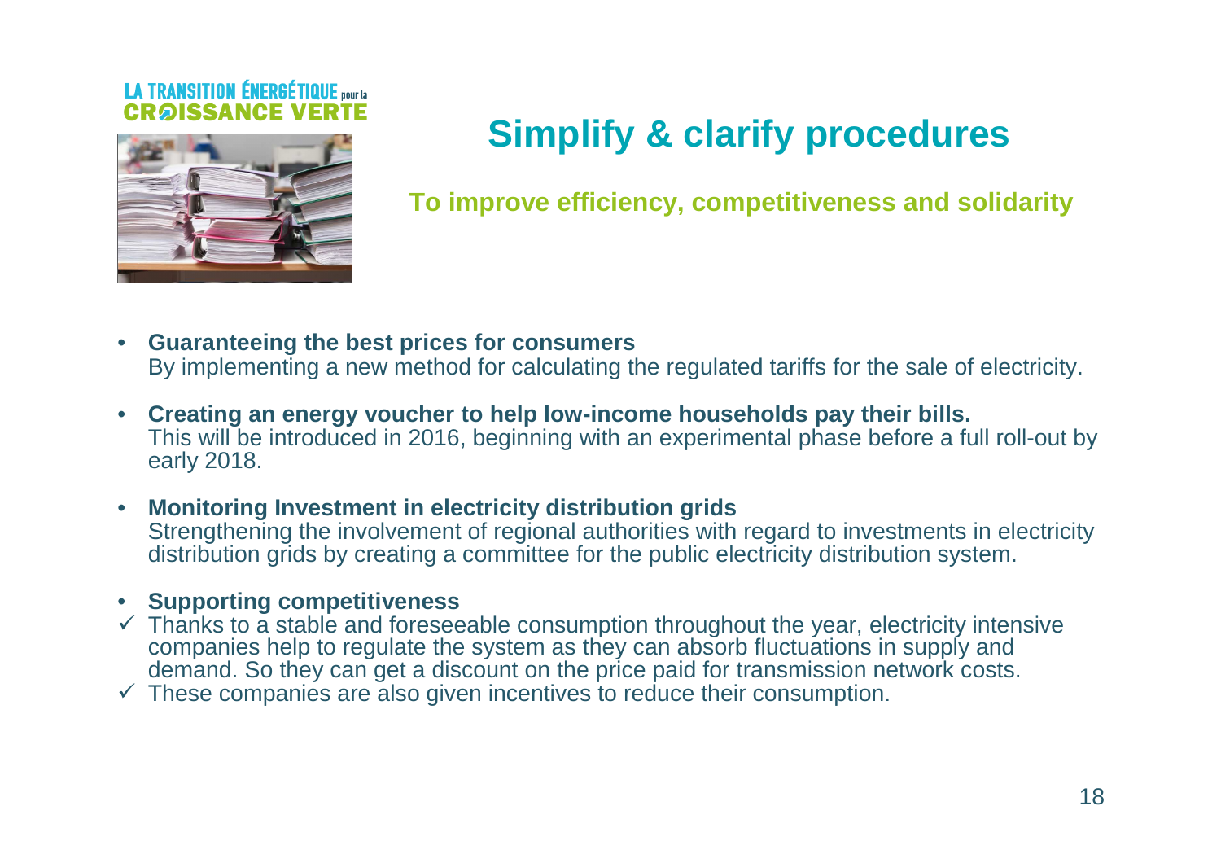LA TRANSITION ÉNERGÉTIQUE pour la CROISSANCE VERTE

# Simplify & clarify procedures

**To improve efficiency, competitiveness and solidarity**

- **Guaranteeing the best prices for consumers**
  By implementing a new method for calculating the regulated tariffs for the sale of electricity.

- **Creating an energy voucher to help low-income households pay their bills.**
  This will be introduced in 2016, beginning with an experimental phase before a full roll-out by early 2018.

- **Monitoring Investment in electricity distribution grids**
  Strengthening the involvement of regional authorities with regard to investments in electricity distribution grids by creating a committee for the public electricity distribution system.

- **Supporting competitiveness**

✓ Thanks to a stable and foreseeable consumption throughout the year, electricity intensive companies help to regulate the system as they can absorb fluctuations in supply and demand. So they can get a discount on the price paid for transmission network costs.

✓ These companies are also given incentives to reduce their consumption.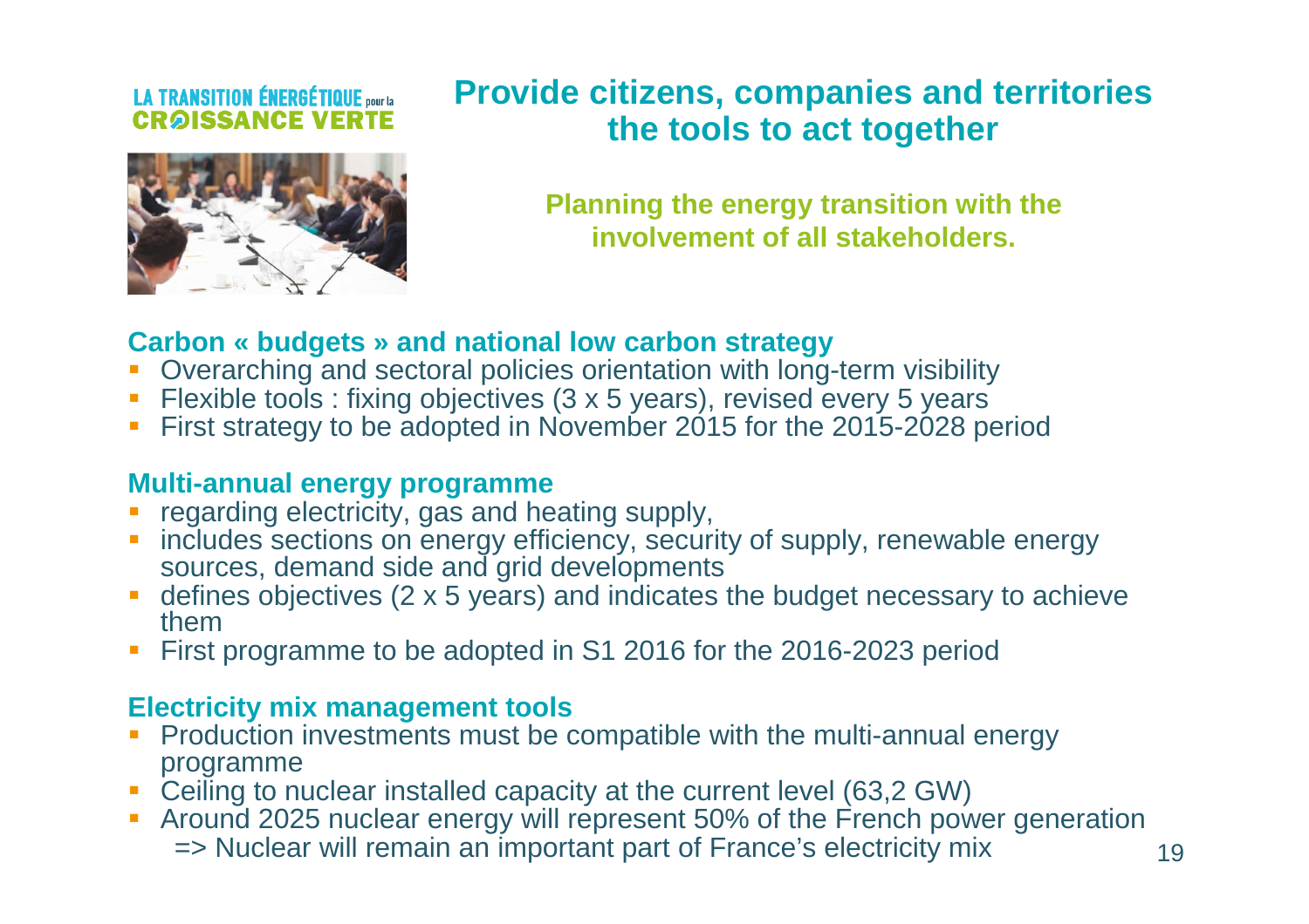LA TRANSITION ÉNERGÉTIQUE pour la CROISSANCE VERTE

# Provide citizens, companies and territories the tools to act together

**Planning the energy transition with the involvement of all stakeholders.**

## Carbon « budgets » and national low carbon strategy

- Overarching and sectoral policies orientation with long-term visibility
- Flexible tools : fixing objectives (3 x 5 years), revised every 5 years
- First strategy to be adopted in November 2015 for the 2015-2028 period

## Multi-annual energy programme

- regarding electricity, gas and heating supply,
- includes sections on energy efficiency, security of supply, renewable energy sources, demand side and grid developments
- defines objectives (2 x 5 years) and indicates the budget necessary to achieve them
- First programme to be adopted in S1 2016 for the 2016-2023 period

## Electricity mix management tools

- Production investments must be compatible with the multi-annual energy programme
- Ceiling to nuclear installed capacity at the current level (63,2 GW)
- Around 2025 nuclear energy will represent 50% of the French power generation
  => Nuclear will remain an important part of France's electricity mix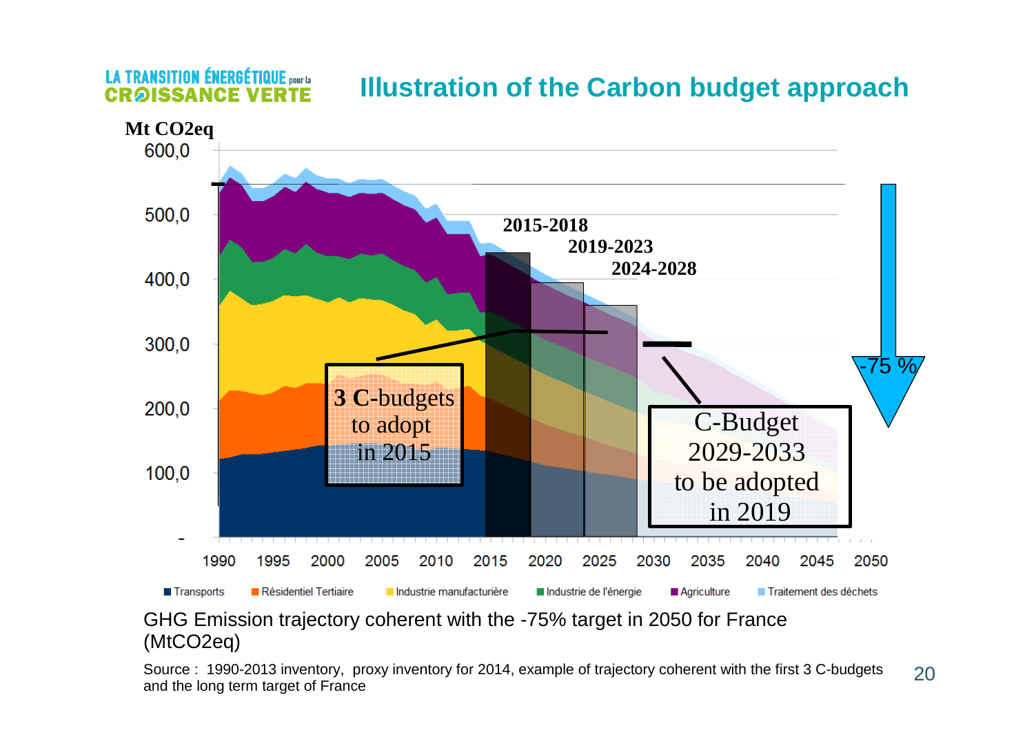LA TRANSITION ÉNERGÉTIQUE pour la CROISSANCE VERTE

# Illustration of the Carbon budget approach

Mt CO2eq

600,0
500,0
400,0
300,0
200,0
100,0
-

1990 1995 2000 2005 2010 2015 2020 2025 2030 2035 2040 2045 2050

2015-2018
2019-2023
2024-2028

**3 C**-budgets to adopt in 2015

C-Budget 2029-2033 to be adopted in 2019

-75 %

■ Transports ■ Résidentiel Tertiaire ■ Industrie manufacturière ■ Industrie de l'énergie ■ Agriculture ■ Traitement des déchets

GHG Emission trajectory coherent with the -75% target in 2050 for France (MtCO2eq)

Source : 1990-2013 inventory, proxy inventory for 2014, example of trajectory coherent with the first 3 C-budgets and the long term target of France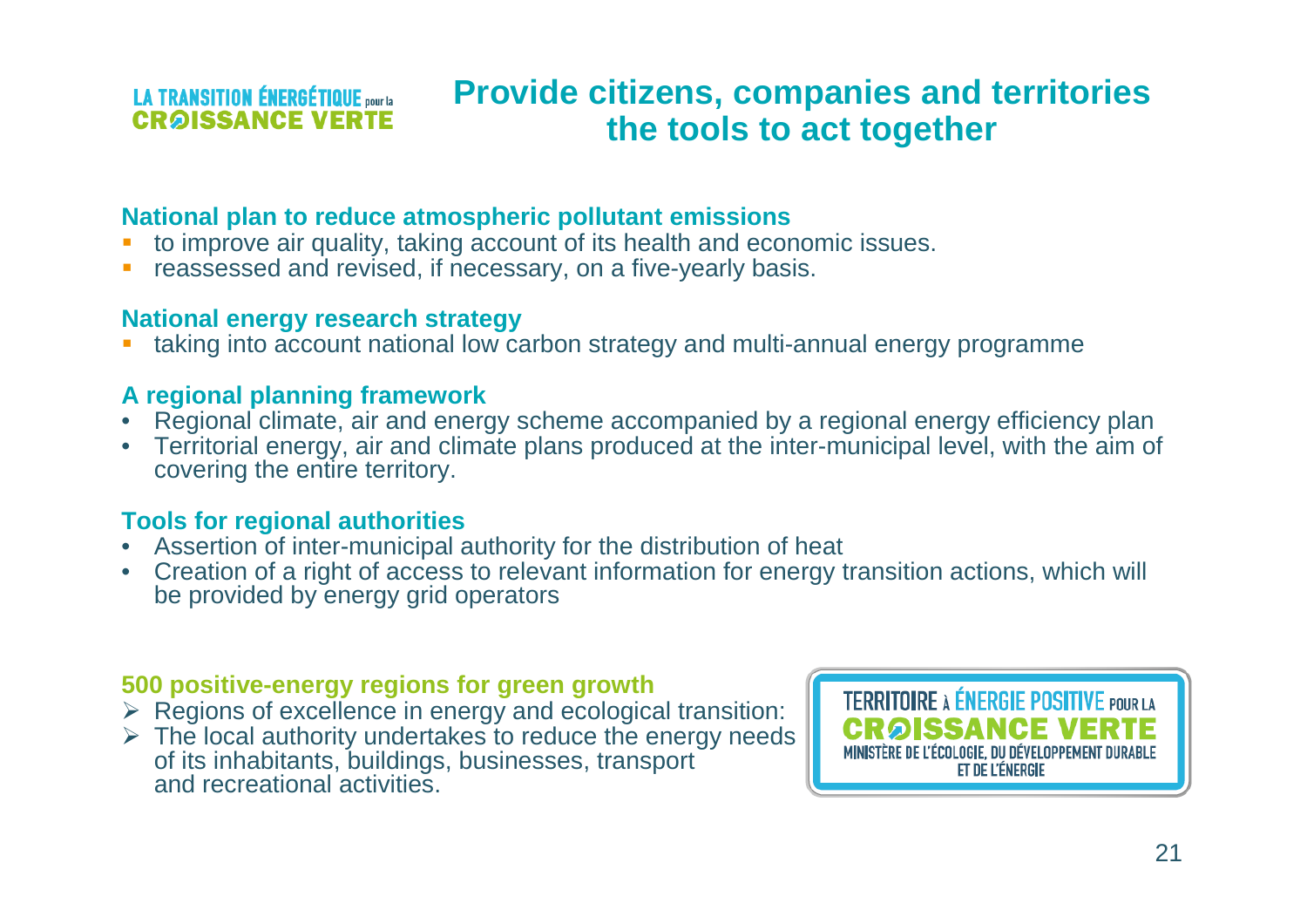LA TRANSITION ÉNERGÉTIQUE pour la CROISSANCE VERTE

# Provide citizens, companies and territories the tools to act together

### National plan to reduce atmospheric pollutant emissions

- to improve air quality, taking account of its health and economic issues.
- reassessed and revised, if necessary, on a five-yearly basis.

### National energy research strategy

- taking into account national low carbon strategy and multi-annual energy programme

### A regional planning framework

- Regional climate, air and energy scheme accompanied by a regional energy efficiency plan
- Territorial energy, air and climate plans produced at the inter-municipal level, with the aim of covering the entire territory.

### Tools for regional authorities

- Assertion of inter-municipal authority for the distribution of heat
- Creation of a right of access to relevant information for energy transition actions, which will be provided by energy grid operators

### 500 positive-energy regions for green growth

- Regions of excellence in energy and ecological transition:
- The local authority undertakes to reduce the energy needs of its inhabitants, buildings, businesses, transport and recreational activities.

TERRITOIRE À ÉNERGIE POSITIVE POUR LA CROISSANCE VERTE
MINISTÈRE DE L'ÉCOLOGIE, DU DÉVELOPPEMENT DURABLE ET DE L'ÉNERGIE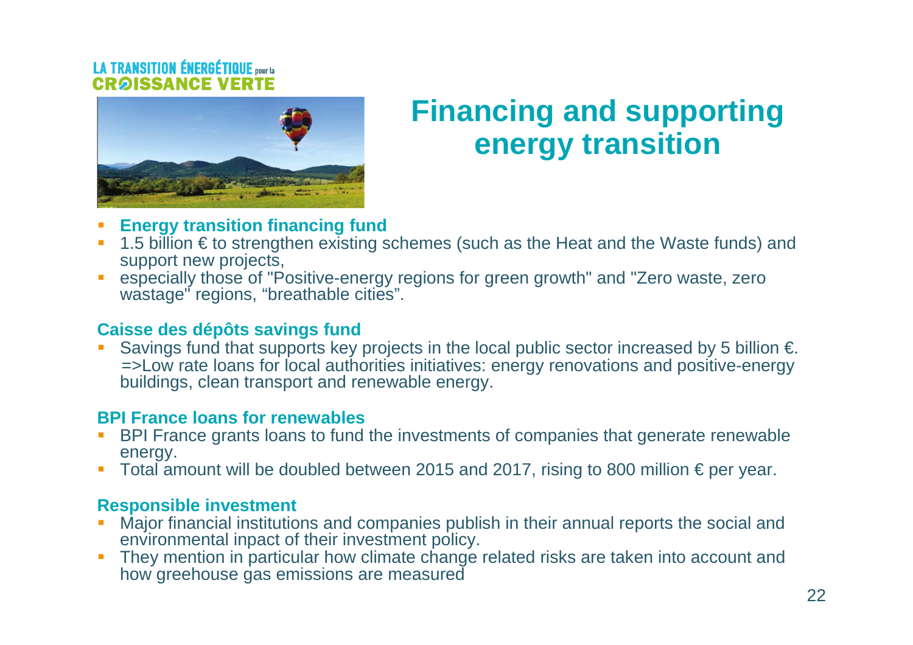LA TRANSITION ÉNERGÉTIQUE pour la CROISSANCE VERTE

# Financing and supporting energy transition

- **Energy transition financing fund**
- 1.5 billion € to strengthen existing schemes (such as the Heat and the Waste funds) and support new projects,
- especially those of "Positive-energy regions for green growth" and "Zero waste, zero wastage" regions, "breathable cities".

**Caisse des dépôts savings fund**

- Savings fund that supports key projects in the local public sector increased by 5 billion €. =>Low rate loans for local authorities initiatives: energy renovations and positive-energy buildings, clean transport and renewable energy.

**BPI France loans for renewables**

- BPI France grants loans to fund the investments of companies that generate renewable energy.
- Total amount will be doubled between 2015 and 2017, rising to 800 million € per year.

**Responsible investment**

- Major financial institutions and companies publish in their annual reports the social and environmental inpact of their investment policy.
- They mention in particular how climate change related risks are taken into account and how greehouse gas emissions are measured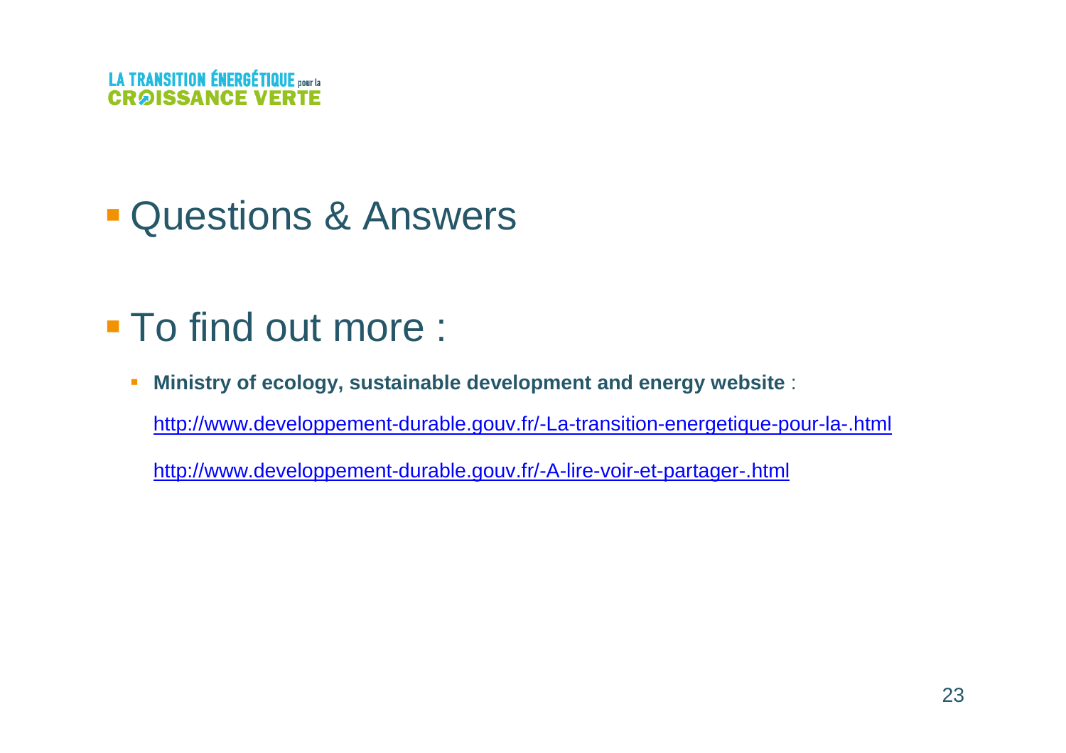LA TRANSITION ÉNERGÉTIQUE pour la CROISSANCE VERTE

- Questions & Answers

- To find out more :

  - **Ministry of ecology, sustainable development and energy website** :

    http://www.developpement-durable.gouv.fr/-La-transition-energetique-pour-la-.html

    http://www.developpement-durable.gouv.fr/-A-lire-voir-et-partager-.html